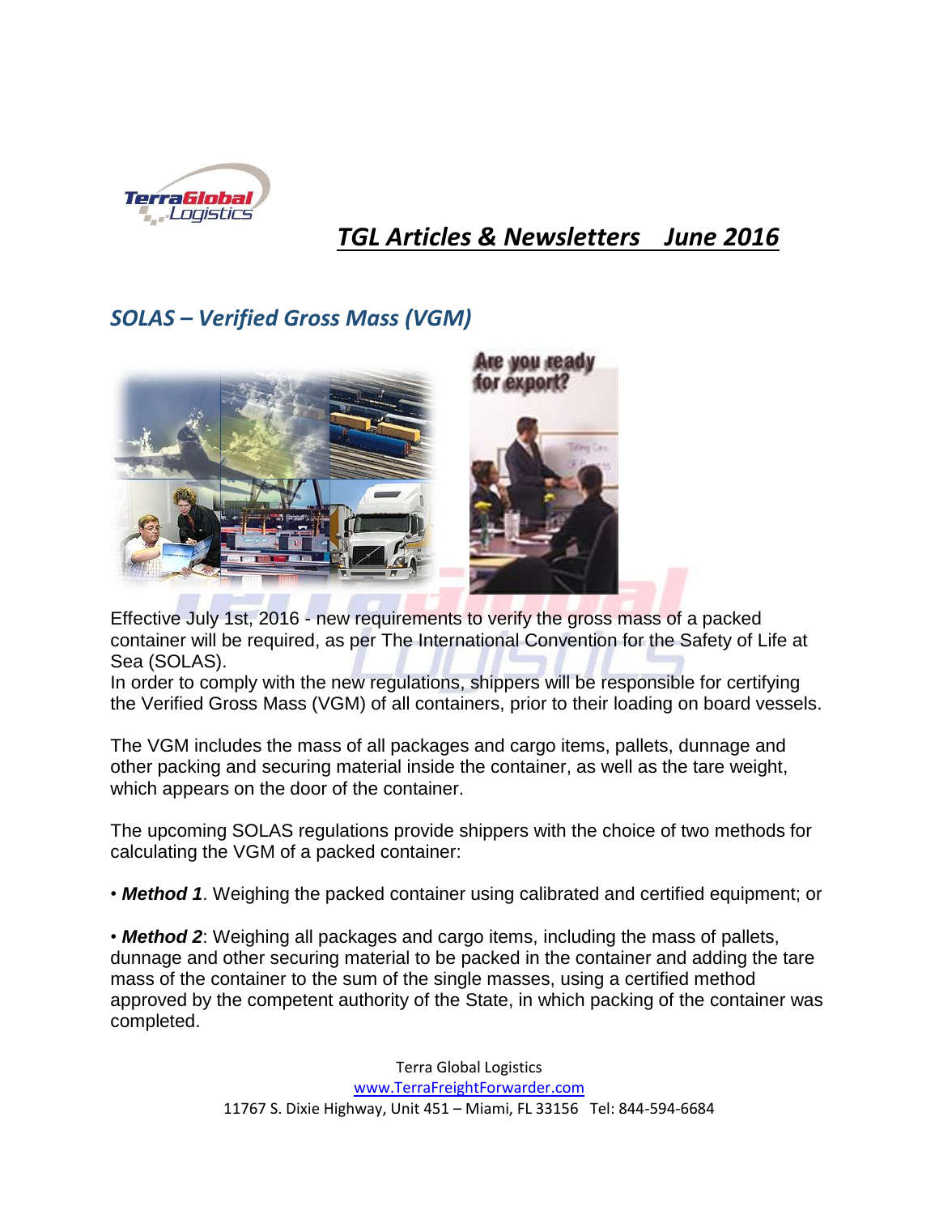# TGL Articles & Newsletters June 2016

## SOLAS – Verified Gross Mass (VGM)

Effective July 1st, 2016 - new requirements to verify the gross mass of a packed container will be required, as per The International Convention for the Safety of Life at Sea (SOLAS).
In order to comply with the new regulations, shippers will be responsible for certifying the Verified Gross Mass (VGM) of all containers, prior to their loading on board vessels.

The VGM includes the mass of all packages and cargo items, pallets, dunnage and other packing and securing material inside the container, as well as the tare weight, which appears on the door of the container.

The upcoming SOLAS regulations provide shippers with the choice of two methods for calculating the VGM of a packed container:

- ***Method 1***. Weighing the packed container using calibrated and certified equipment; or

- ***Method 2***: Weighing all packages and cargo items, including the mass of pallets, dunnage and other securing material to be packed in the container and adding the tare mass of the container to the sum of the single masses, using a certified method approved by the competent authority of the State, in which packing of the container was completed.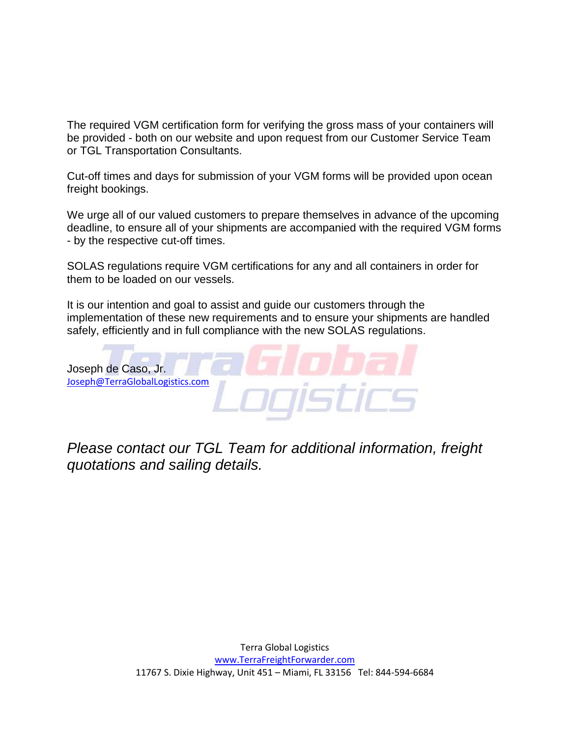The required VGM certification form for verifying the gross mass of your containers will be provided - both on our website and upon request from our Customer Service Team or TGL Transportation Consultants.

Cut-off times and days for submission of your VGM forms will be provided upon ocean freight bookings.

We urge all of our valued customers to prepare themselves in advance of the upcoming deadline, to ensure all of your shipments are accompanied with the required VGM forms - by the respective cut-off times.

SOLAS regulations require VGM certifications for any and all containers in order for them to be loaded on our vessels.

It is our intention and goal to assist and guide our customers through the implementation of these new requirements and to ensure your shipments are handled safely, efficiently and in full compliance with the new SOLAS regulations.

Joseph de Caso, Jr.
Joseph@TerraGlobalLogistics.com

*Please contact our TGL Team for additional information, freight quotations and sailing details.*

Terra Global Logistics
www.TerraFreightForwarder.com
11767 S. Dixie Highway, Unit 451 – Miami, FL 33156 Tel: 844-594-6684